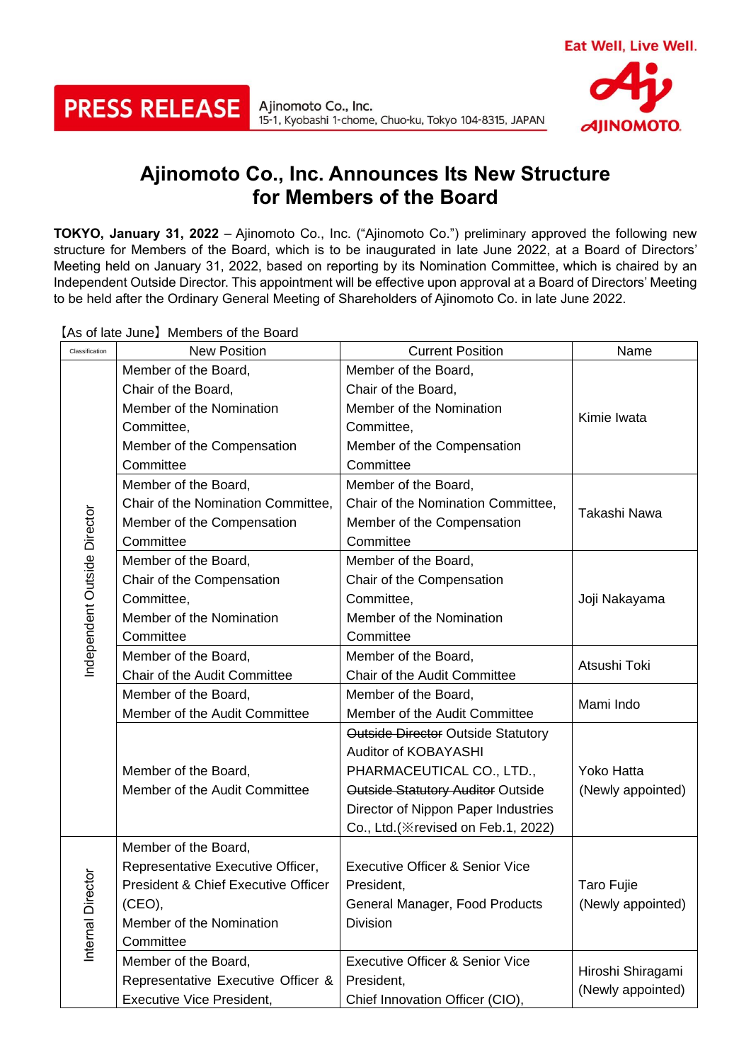**PRESS RELEASE** Ajinomoto Co., Inc.
15-1, Kyobashi 1-chome, Chuo-ku, Tokyo 104-8315, JAPAN

Eat Well, Live Well.

AJINOMOTO

# Ajinomoto Co., Inc. Announces Its New Structure for Members of the Board

**TOKYO, January 31, 2022** – Ajinomoto Co., Inc. ("Ajinomoto Co.") preliminary approved the following new structure for Members of the Board, which is to be inaugurated in late June 2022, at a Board of Directors' Meeting held on January 31, 2022, based on reporting by its Nomination Committee, which is chaired by an Independent Outside Director. This appointment will be effective upon approval at a Board of Directors' Meeting to be held after the Ordinary General Meeting of Shareholders of Ajinomoto Co. in late June 2022.

【As of late June】Members of the Board

| Classification | New Position | Current Position | Name |
|---|---|---|---|
| Independent Outside Director | Member of the Board, Chair of the Board, Member of the Nomination Committee, Member of the Compensation Committee | Member of the Board, Chair of the Board, Member of the Nomination Committee, Member of the Compensation Committee | Kimie Iwata |
| | Member of the Board, Chair of the Nomination Committee, Member of the Compensation Committee | Member of the Board, Chair of the Nomination Committee, Member of the Compensation Committee | Takashi Nawa |
| | Member of the Board, Chair of the Compensation Committee, Member of the Nomination Committee | Member of the Board, Chair of the Compensation Committee, Member of the Nomination Committee | Joji Nakayama |
| | Member of the Board, Chair of the Audit Committee | Member of the Board, Chair of the Audit Committee | Atsushi Toki |
| | Member of the Board, Member of the Audit Committee | Member of the Board, Member of the Audit Committee | Mami Indo |
| | Member of the Board, Member of the Audit Committee | ~~Outside Director~~ Outside Statutory Auditor of KOBAYASHI PHARMACEUTICAL CO., LTD., ~~Outside Statutory Auditor~~ Outside Director of Nippon Paper Industries Co., Ltd.(※revised on Feb.1, 2022) | Yoko Hatta (Newly appointed) |
| Internal Director | Member of the Board, Representative Executive Officer, President & Chief Executive Officer (CEO), Member of the Nomination Committee | Executive Officer & Senior Vice President, General Manager, Food Products Division | Taro Fujie (Newly appointed) |
| | Member of the Board, Representative Executive Officer & Executive Vice President, | Executive Officer & Senior Vice President, Chief Innovation Officer (CIO), | Hiroshi Shiragami (Newly appointed) |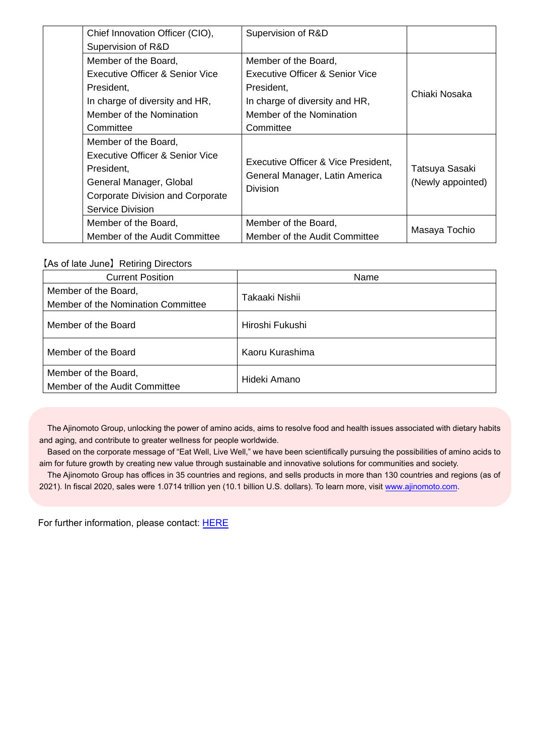| | | | |
|---|---|---|---|
| | Chief Innovation Officer (CIO), Supervision of R&D | Supervision of R&D | |
| | Member of the Board, Executive Officer & Senior Vice President, In charge of diversity and HR, Member of the Nomination Committee | Member of the Board, Executive Officer & Senior Vice President, In charge of diversity and HR, Member of the Nomination Committee | Chiaki Nosaka |
| | Member of the Board, Executive Officer & Senior Vice President, General Manager, Global Corporate Division and Corporate Service Division | Executive Officer & Vice President, General Manager, Latin America Division | Tatsuya Sasaki (Newly appointed) |
| | Member of the Board, Member of the Audit Committee | Member of the Board, Member of the Audit Committee | Masaya Tochio |

【As of late June】Retiring Directors

| Current Position | Name |
|---|---|
| Member of the Board, Member of the Nomination Committee | Takaaki Nishii |
| Member of the Board | Hiroshi Fukushi |
| Member of the Board | Kaoru Kurashima |
| Member of the Board, Member of the Audit Committee | Hideki Amano |

The Ajinomoto Group, unlocking the power of amino acids, aims to resolve food and health issues associated with dietary habits and aging, and contribute to greater wellness for people worldwide.

Based on the corporate message of "Eat Well, Live Well," we have been scientifically pursuing the possibilities of amino acids to aim for future growth by creating new value through sustainable and innovative solutions for communities and society.

The Ajinomoto Group has offices in 35 countries and regions, and sells products in more than 130 countries and regions (as of 2021). In fiscal 2020, sales were 1.0714 trillion yen (10.1 billion U.S. dollars). To learn more, visit www.ajinomoto.com.

For further information, please contact: HERE